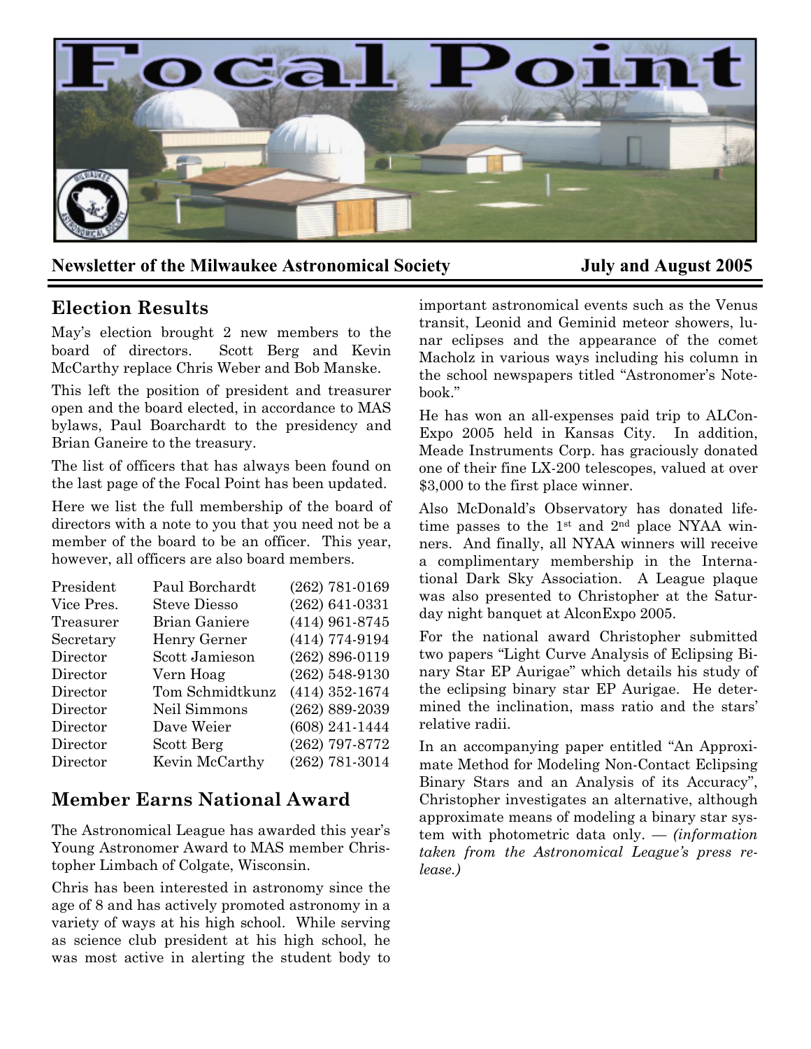# Focal Point

**Newsletter of the Milwaukee Astronomical Society** **July and August 2005**

## Election Results

May's election brought 2 new members to the board of directors. Scott Berg and Kevin McCarthy replace Chris Weber and Bob Manske.

This left the position of president and treasurer open and the board elected, in accordance to MAS bylaws, Paul Boarchardt to the presidency and Brian Ganeire to the treasury.

The list of officers that has always been found on the last page of the Focal Point has been updated.

Here we list the full membership of the board of directors with a note to you that you need not be a member of the board to be an officer. This year, however, all officers are also board members.

| | | |
|---|---|---|
| President | Paul Borchardt | (262) 781-0169 |
| Vice Pres. | Steve Diesso | (262) 641-0331 |
| Treasurer | Brian Ganiere | (414) 961-8745 |
| Secretary | Henry Gerner | (414) 774-9194 |
| Director | Scott Jamieson | (262) 896-0119 |
| Director | Vern Hoag | (262) 548-9130 |
| Director | Tom Schmidtkunz | (414) 352-1674 |
| Director | Neil Simmons | (262) 889-2039 |
| Director | Dave Weier | (608) 241-1444 |
| Director | Scott Berg | (262) 797-8772 |
| Director | Kevin McCarthy | (262) 781-3014 |

## Member Earns National Award

The Astronomical League has awarded this year's Young Astronomer Award to MAS member Christopher Limbach of Colgate, Wisconsin.

Chris has been interested in astronomy since the age of 8 and has actively promoted astronomy in a variety of ways at his high school. While serving as science club president at his high school, he was most active in alerting the student body to important astronomical events such as the Venus transit, Leonid and Geminid meteor showers, lunar eclipses and the appearance of the comet Macholz in various ways including his column in the school newspapers titled "Astronomer's Notebook."

He has won an all-expenses paid trip to ALCon-Expo 2005 held in Kansas City. In addition, Meade Instruments Corp. has graciously donated one of their fine LX-200 telescopes, valued at over $3,000 to the first place winner.

Also McDonald's Observatory has donated lifetime passes to the 1st and 2nd place NYAA winners. And finally, all NYAA winners will receive a complimentary membership in the International Dark Sky Association. A League plaque was also presented to Christopher at the Saturday night banquet at AlconExpo 2005.

For the national award Christopher submitted two papers "Light Curve Analysis of Eclipsing Binary Star EP Aurigae" which details his study of the eclipsing binary star EP Aurigae. He determined the inclination, mass ratio and the stars' relative radii.

In an accompanying paper entitled "An Approximate Method for Modeling Non-Contact Eclipsing Binary Stars and an Analysis of its Accuracy", Christopher investigates an alternative, although approximate means of modeling a binary star system with photometric data only. — *(information taken from the Astronomical League's press release.)*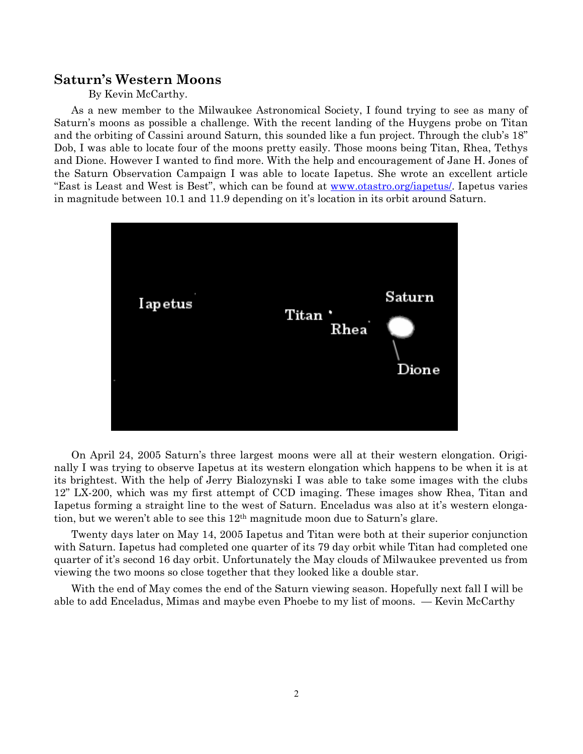## Saturn's Western Moons

By Kevin McCarthy.

As a new member to the Milwaukee Astronomical Society, I found trying to see as many of Saturn's moons as possible a challenge. With the recent landing of the Huygens probe on Titan and the orbiting of Cassini around Saturn, this sounded like a fun project. Through the club's 18" Dob, I was able to locate four of the moons pretty easily. Those moons being Titan, Rhea, Tethys and Dione. However I wanted to find more. With the help and encouragement of Jane H. Jones of the Saturn Observation Campaign I was able to locate Iapetus. She wrote an excellent article "East is Least and West is Best", which can be found at [www.otastro.org/iapetus/](http://www.otastro.org/iapetus/). Iapetus varies in magnitude between 10.1 and 11.9 depending on it's location in its orbit around Saturn.

On April 24, 2005 Saturn's three largest moons were all at their western elongation. Originally I was trying to observe Iapetus at its western elongation which happens to be when it is at its brightest. With the help of Jerry Bialozynski I was able to take some images with the clubs 12" LX-200, which was my first attempt of CCD imaging. These images show Rhea, Titan and Iapetus forming a straight line to the west of Saturn. Enceladus was also at it's western elongation, but we weren't able to see this 12th magnitude moon due to Saturn's glare.

Twenty days later on May 14, 2005 Iapetus and Titan were both at their superior conjunction with Saturn. Iapetus had completed one quarter of its 79 day orbit while Titan had completed one quarter of it's second 16 day orbit. Unfortunately the May clouds of Milwaukee prevented us from viewing the two moons so close together that they looked like a double star.

With the end of May comes the end of the Saturn viewing season. Hopefully next fall I will be able to add Enceladus, Mimas and maybe even Phoebe to my list of moons. — Kevin McCarthy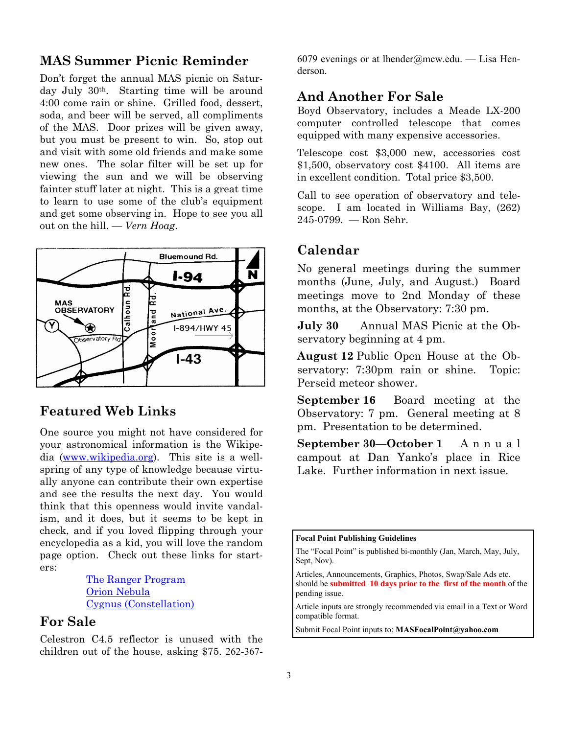## MAS Summer Picnic Reminder

Don't forget the annual MAS picnic on Saturday July 30th. Starting time will be around 4:00 come rain or shine. Grilled food, dessert, soda, and beer will be served, all compliments of the MAS. Door prizes will be given away, but you must be present to win. So, stop out and visit with some old friends and make some new ones. The solar filter will be set up for viewing the sun and we will be observing fainter stuff later at night. This is a great time to learn to use some of the club's equipment and get some observing in. Hope to see you all out on the hill. — *Vern Hoag*.

## Featured Web Links

One source you might not have considered for your astronomical information is the Wikipedia (www.wikipedia.org). This site is a wellspring of any type of knowledge because virtually anyone can contribute their own expertise and see the results the next day. You would think that this openness would invite vandalism, and it does, but it seems to be kept in check, and if you loved flipping through your encyclopedia as a kid, you will love the random page option. Check out these links for starters:

- The Ranger Program
- Orion Nebula
- Cygnus (Constellation)

## For Sale

Celestron C4.5 reflector is unused with the children out of the house, asking $75. 262-367-6079 evenings or at lhender@mcw.edu. — Lisa Henderson.

## And Another For Sale

Boyd Observatory, includes a Meade LX-200 computer controlled telescope that comes equipped with many expensive accessories.

Telescope cost $3,000 new, accessories cost $1,500, observatory cost $4100. All items are in excellent condition. Total price $3,500.

Call to see operation of observatory and telescope. I am located in Williams Bay, (262) 245-0799. — Ron Sehr.

## Calendar

No general meetings during the summer months (June, July, and August.) Board meetings move to 2nd Monday of these months, at the Observatory: 7:30 pm.

**July 30** Annual MAS Picnic at the Observatory beginning at 4 pm.

**August 12** Public Open House at the Observatory: 7:30pm rain or shine. Topic: Perseid meteor shower.

**September 16** Board meeting at the Observatory: 7 pm. General meeting at 8 pm. Presentation to be determined.

**September 30—October 1** Annual campout at Dan Yanko's place in Rice Lake. Further information in next issue.

**Focal Point Publishing Guidelines**

The "Focal Point" is published bi-monthly (Jan, March, May, July, Sept, Nov).

Articles, Announcements, Graphics, Photos, Swap/Sale Ads etc. should be **submitted 10 days prior to the first of the month** of the pending issue.

Article inputs are strongly recommended via email in a Text or Word compatible format.

Submit Focal Point inputs to: **MASFocalPoint@yahoo.com**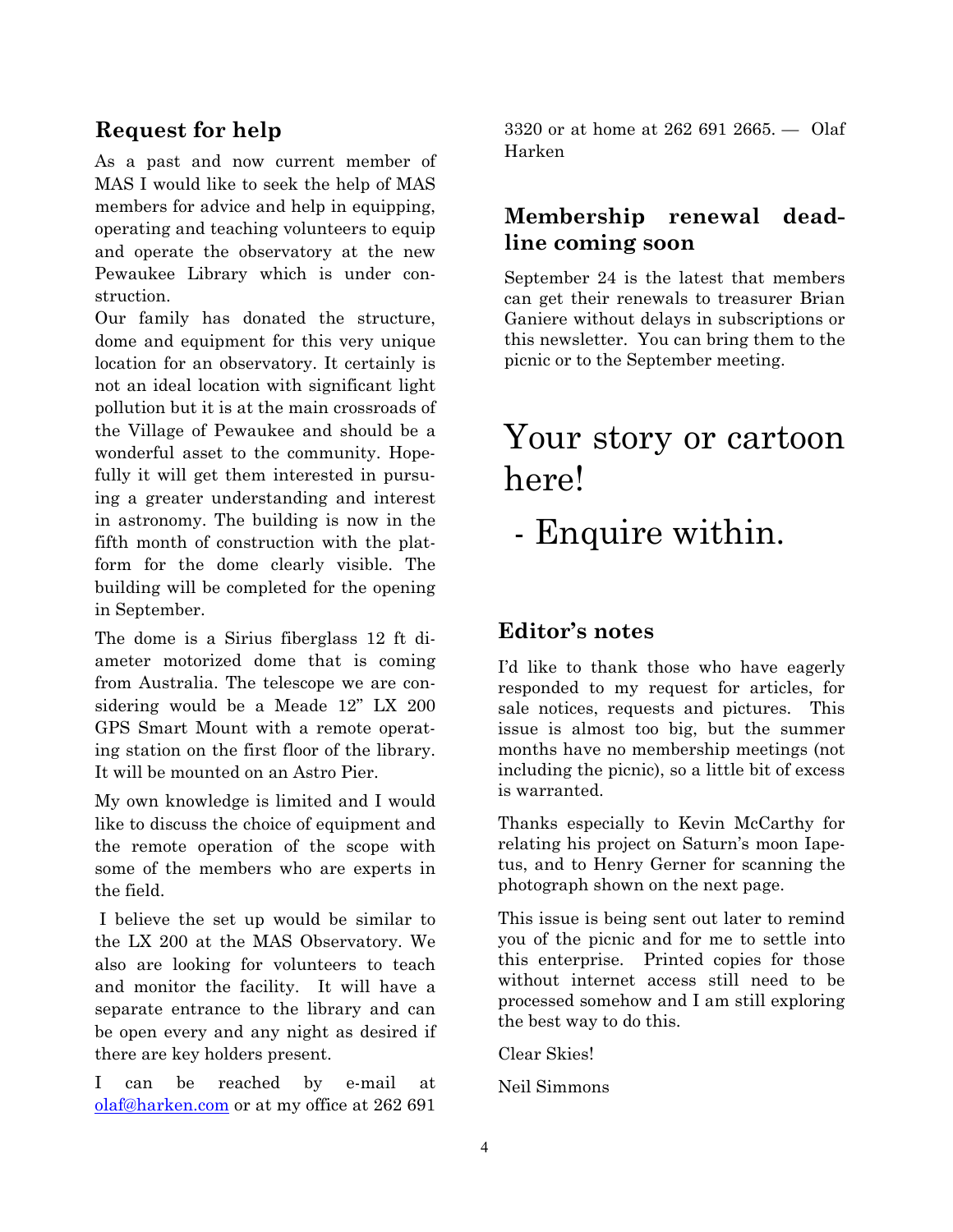## Request for help

As a past and now current member of MAS I would like to seek the help of MAS members for advice and help in equipping, operating and teaching volunteers to equip and operate the observatory at the new Pewaukee Library which is under construction.

Our family has donated the structure, dome and equipment for this very unique location for an observatory. It certainly is not an ideal location with significant light pollution but it is at the main crossroads of the Village of Pewaukee and should be a wonderful asset to the community. Hopefully it will get them interested in pursuing a greater understanding and interest in astronomy. The building is now in the fifth month of construction with the platform for the dome clearly visible. The building will be completed for the opening in September.

The dome is a Sirius fiberglass 12 ft diameter motorized dome that is coming from Australia. The telescope we are considering would be a Meade 12" LX 200 GPS Smart Mount with a remote operating station on the first floor of the library. It will be mounted on an Astro Pier.

My own knowledge is limited and I would like to discuss the choice of equipment and the remote operation of the scope with some of the members who are experts in the field.

I believe the set up would be similar to the LX 200 at the MAS Observatory. We also are looking for volunteers to teach and monitor the facility. It will have a separate entrance to the library and can be open every and any night as desired if there are key holders present.

I can be reached by e-mail at olaf@harken.com or at my office at 262 691 3320 or at home at 262 691 2665. — Olaf Harken

## Membership renewal deadline coming soon

September 24 is the latest that members can get their renewals to treasurer Brian Ganiere without delays in subscriptions or this newsletter. You can bring them to the picnic or to the September meeting.

# Your story or cartoon here!

# - Enquire within.

## Editor's notes

I'd like to thank those who have eagerly responded to my request for articles, for sale notices, requests and pictures. This issue is almost too big, but the summer months have no membership meetings (not including the picnic), so a little bit of excess is warranted.

Thanks especially to Kevin McCarthy for relating his project on Saturn's moon Iapetus, and to Henry Gerner for scanning the photograph shown on the next page.

This issue is being sent out later to remind you of the picnic and for me to settle into this enterprise. Printed copies for those without internet access still need to be processed somehow and I am still exploring the best way to do this.

Clear Skies!

Neil Simmons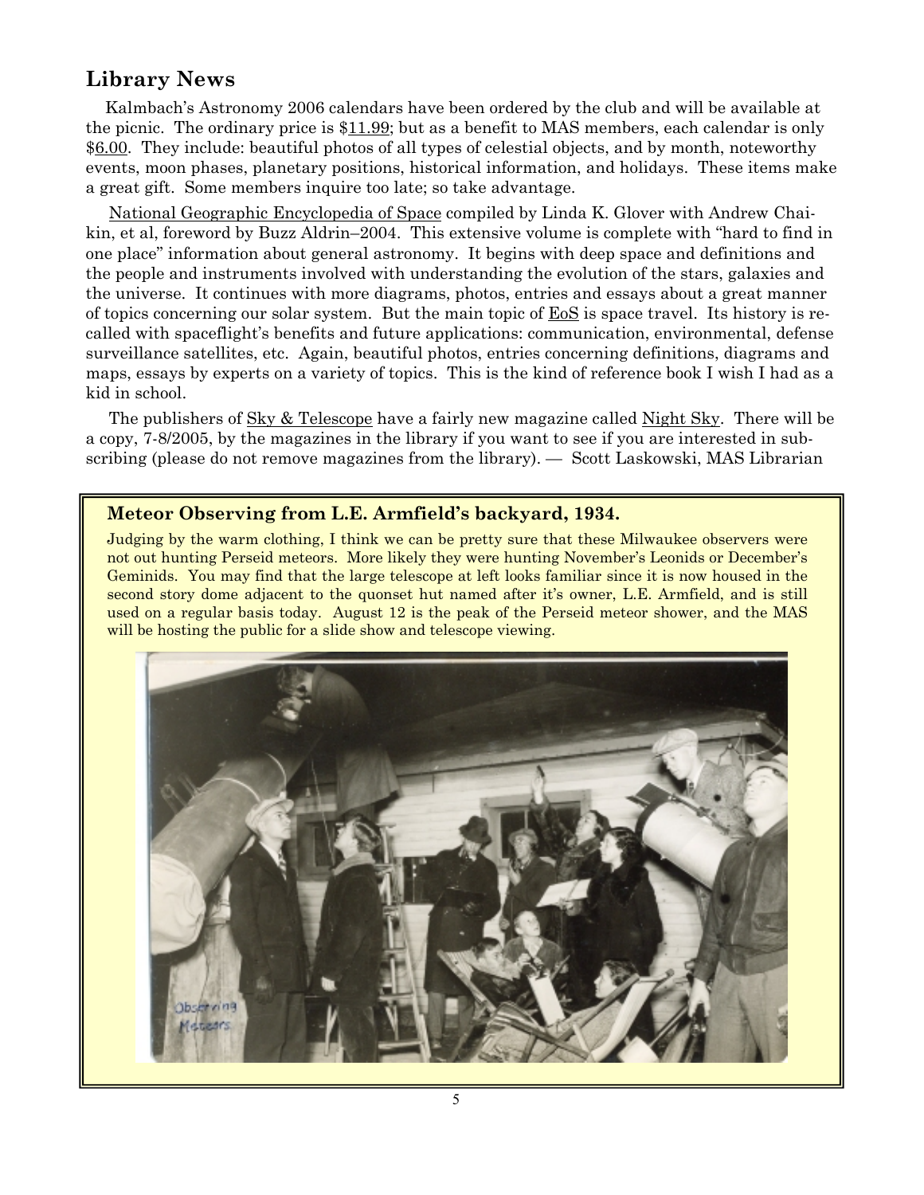## Library News

Kalmbach's Astronomy 2006 calendars have been ordered by the club and will be available at the picnic. The ordinary price is $11.99; but as a benefit to MAS members, each calendar is only $6.00. They include: beautiful photos of all types of celestial objects, and by month, noteworthy events, moon phases, planetary positions, historical information, and holidays. These items make a great gift. Some members inquire too late; so take advantage.

National Geographic Encyclopedia of Space compiled by Linda K. Glover with Andrew Chaikin, et al, foreword by Buzz Aldrin–2004. This extensive volume is complete with "hard to find in one place" information about general astronomy. It begins with deep space and definitions and the people and instruments involved with understanding the evolution of the stars, galaxies and the universe. It continues with more diagrams, photos, entries and essays about a great manner of topics concerning our solar system. But the main topic of EoS is space travel. Its history is recalled with spaceflight's benefits and future applications: communication, environmental, defense surveillance satellites, etc. Again, beautiful photos, entries concerning definitions, diagrams and maps, essays by experts on a variety of topics. This is the kind of reference book I wish I had as a kid in school.

The publishers of Sky & Telescope have a fairly new magazine called Night Sky. There will be a copy, 7-8/2005, by the magazines in the library if you want to see if you are interested in subscribing (please do not remove magazines from the library). — Scott Laskowski, MAS Librarian

### Meteor Observing from L.E. Armfield's backyard, 1934.

Judging by the warm clothing, I think we can be pretty sure that these Milwaukee observers were not out hunting Perseid meteors. More likely they were hunting November's Leonids or December's Geminids. You may find that the large telescope at left looks familiar since it is now housed in the second story dome adjacent to the quonset hut named after it's owner, L.E. Armfield, and is still used on a regular basis today. August 12 is the peak of the Perseid meteor shower, and the MAS will be hosting the public for a slide show and telescope viewing.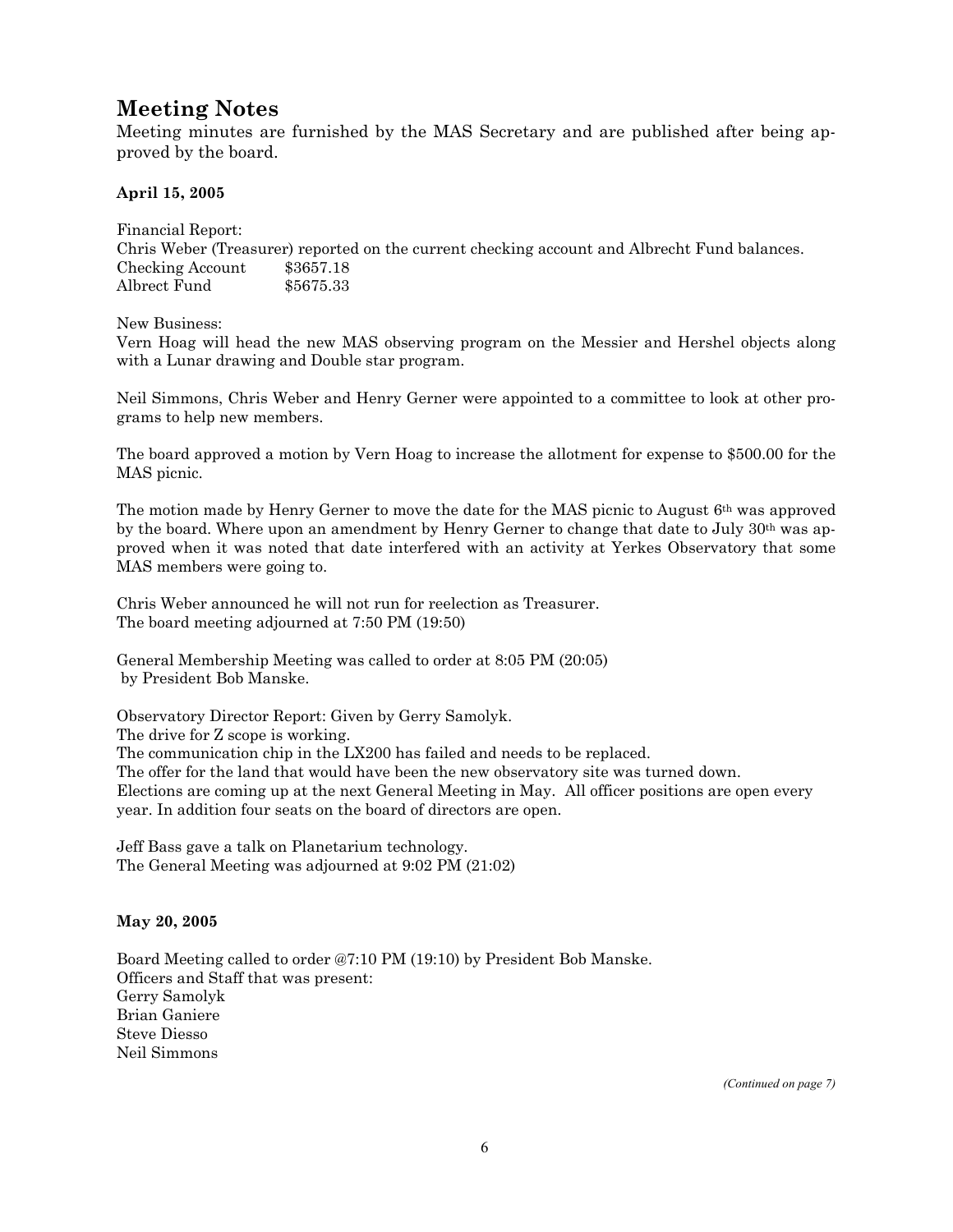# Meeting Notes

Meeting minutes are furnished by the MAS Secretary and are published after being approved by the board.

**April 15, 2005**

Financial Report:
Chris Weber (Treasurer) reported on the current checking account and Albrecht Fund balances.

| | |
|---|---|
| Checking Account | $3657.18 |
| Albrect Fund | $5675.33 |

New Business:
Vern Hoag will head the new MAS observing program on the Messier and Hershel objects along with a Lunar drawing and Double star program.

Neil Simmons, Chris Weber and Henry Gerner were appointed to a committee to look at other programs to help new members.

The board approved a motion by Vern Hoag to increase the allotment for expense to $500.00 for the MAS picnic.

The motion made by Henry Gerner to move the date for the MAS picnic to August 6th was approved by the board. Where upon an amendment by Henry Gerner to change that date to July 30th was approved when it was noted that date interfered with an activity at Yerkes Observatory that some MAS members were going to.

Chris Weber announced he will not run for reelection as Treasurer.
The board meeting adjourned at 7:50 PM (19:50)

General Membership Meeting was called to order at 8:05 PM (20:05) by President Bob Manske.

Observatory Director Report: Given by Gerry Samolyk.
The drive for Z scope is working.
The communication chip in the LX200 has failed and needs to be replaced.
The offer for the land that would have been the new observatory site was turned down.
Elections are coming up at the next General Meeting in May. All officer positions are open every year. In addition four seats on the board of directors are open.

Jeff Bass gave a talk on Planetarium technology.
The General Meeting was adjourned at 9:02 PM (21:02)

**May 20, 2005**

Board Meeting called to order @7:10 PM (19:10) by President Bob Manske.
Officers and Staff that was present:
Gerry Samolyk
Brian Ganiere
Steve Diesso
Neil Simmons

*(Continued on page 7)*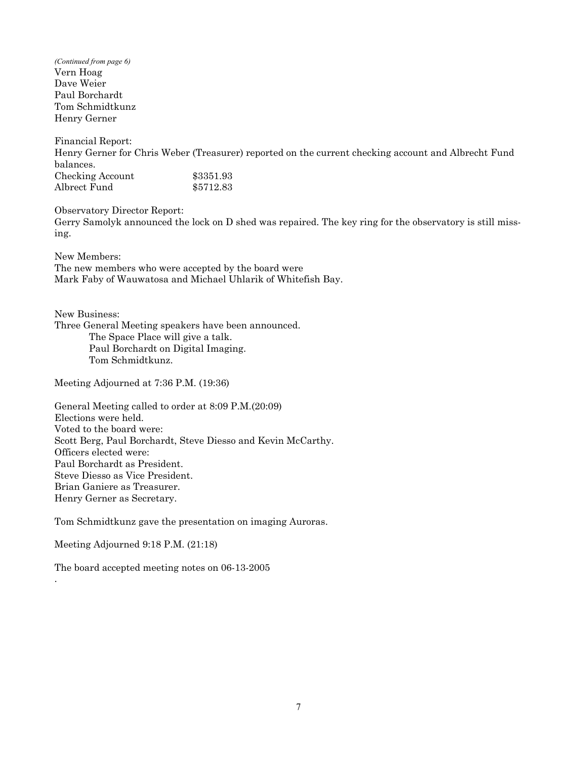*(Continued from page 6)*
Vern Hoag
Dave Weier
Paul Borchardt
Tom Schmidtkunz
Henry Gerner

Financial Report:
Henry Gerner for Chris Weber (Treasurer) reported on the current checking account and Albrecht Fund balances.

| | |
|---|---|
| Checking Account | $3351.93 |
| Albrect Fund | $5712.83 |

Observatory Director Report:
Gerry Samolyk announced the lock on D shed was repaired. The key ring for the observatory is still missing.

New Members:
The new members who were accepted by the board were
Mark Faby of Wauwatosa and Michael Uhlarik of Whitefish Bay.

New Business:
Three General Meeting speakers have been announced.

- The Space Place will give a talk.
- Paul Borchardt on Digital Imaging.
- Tom Schmidtkunz.

Meeting Adjourned at 7:36 P.M. (19:36)

General Meeting called to order at 8:09 P.M.(20:09)
Elections were held.
Voted to the board were:
Scott Berg, Paul Borchardt, Steve Diesso and Kevin McCarthy.
Officers elected were:
Paul Borchardt as President.
Steve Diesso as Vice President.
Brian Ganiere as Treasurer.
Henry Gerner as Secretary.

Tom Schmidtkunz gave the presentation on imaging Auroras.

Meeting Adjourned 9:18 P.M. (21:18)

The board accepted meeting notes on 06-13-2005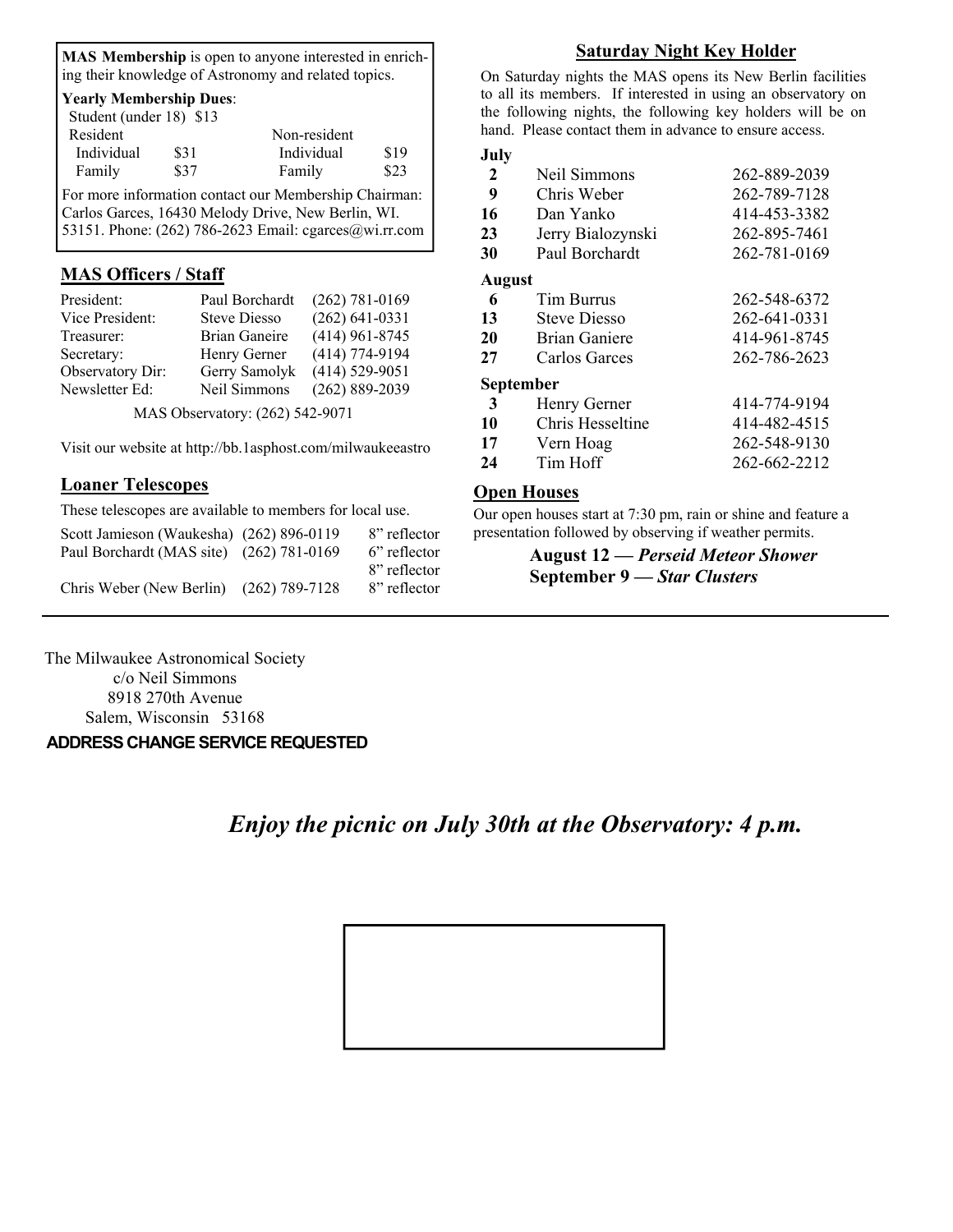**MAS Membership** is open to anyone interested in enriching their knowledge of Astronomy and related topics.

**Yearly Membership Dues**:

| | | | |
|---|---|---|---|
| Student (under 18) | $13 | | |
| Resident | | Non-resident | |
| Individual | $31 | Individual | $19 |
| Family | $37 | Family | $23 |

For more information contact our Membership Chairman: Carlos Garces, 16430 Melody Drive, New Berlin, WI. 53151. Phone: (262) 786-2623 Email: cgarces@wi.rr.com

## MAS Officers / Staff

| | | |
|---|---|---|
| President: | Paul Borchardt | (262) 781-0169 |
| Vice President: | Steve Diesso | (262) 641-0331 |
| Treasurer: | Brian Ganeire | (414) 961-8745 |
| Secretary: | Henry Gerner | (414) 774-9194 |
| Observatory Dir: | Gerry Samolyk | (414) 529-9051 |
| Newsletter Ed: | Neil Simmons | (262) 889-2039 |

MAS Observatory: (262) 542-9071

Visit our website at http://bb.1asphost.com/milwaukeeastro

## Loaner Telescopes

These telescopes are available to members for local use.

| | | |
|---|---|---|
| Scott Jamieson (Waukesha) | (262) 896-0119 | 8" reflector |
| Paul Borchardt (MAS site) | (262) 781-0169 | 6" reflector<br>8" reflector |
| Chris Weber (New Berlin) | (262) 789-7128 | 8" reflector |

## Saturday Night Key Holder

On Saturday nights the MAS opens its New Berlin facilities to all its members. If interested in using an observatory on the following nights, the following key holders will be on hand. Please contact them in advance to ensure access.

| | | |
|---|---|---|
| **July** | | |
| **2** | Neil Simmons | 262-889-2039 |
| **9** | Chris Weber | 262-789-7128 |
| **16** | Dan Yanko | 414-453-3382 |
| **23** | Jerry Bialozynski | 262-895-7461 |
| **30** | Paul Borchardt | 262-781-0169 |
| **August** | | |
| **6** | Tim Burrus | 262-548-6372 |
| **13** | Steve Diesso | 262-641-0331 |
| **20** | Brian Ganiere | 414-961-8745 |
| **27** | Carlos Garces | 262-786-2623 |
| **September** | | |
| **3** | Henry Gerner | 414-774-9194 |
| **10** | Chris Hesseltine | 414-482-4515 |
| **17** | Vern Hoag | 262-548-9130 |
| **24** | Tim Hoff | 262-662-2212 |

## Open Houses

Our open houses start at 7:30 pm, rain or shine and feature a presentation followed by observing if weather permits.

**August 12 — *Perseid Meteor Shower***
**September 9 — *Star Clusters***

The Milwaukee Astronomical Society
c/o Neil Simmons
8918 270th Avenue
Salem, Wisconsin 53168

**ADDRESS CHANGE SERVICE REQUESTED**

***Enjoy the picnic on July 30th at the Observatory: 4 p.m.***